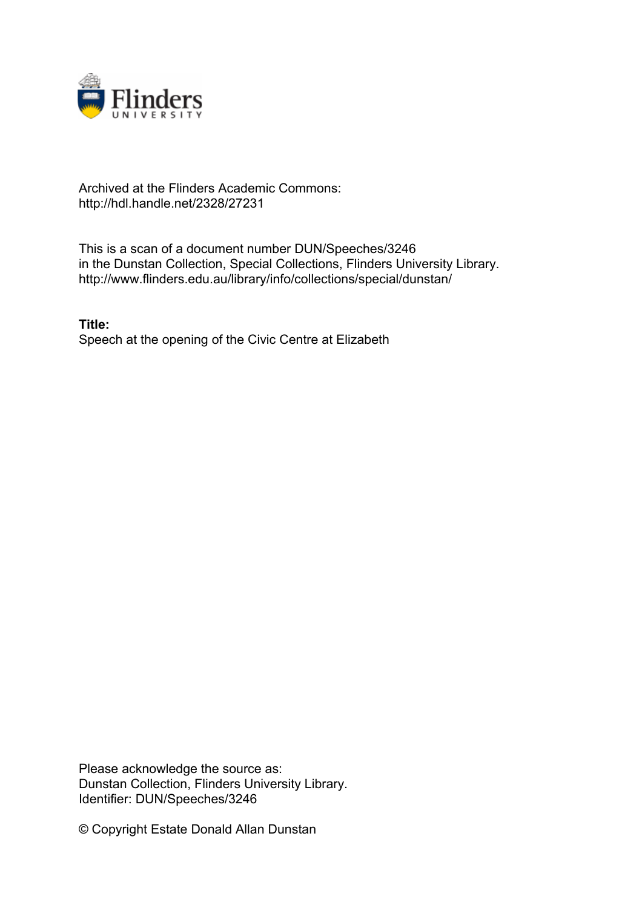Archived at the Flinders Academic Commons:
http://hdl.handle.net/2328/27231

This is a scan of a document number DUN/Speeches/3246
in the Dunstan Collection, Special Collections, Flinders University Library.
http://www.flinders.edu.au/library/info/collections/special/dunstan/

**Title:**
Speech at the opening of the Civic Centre at Elizabeth

Please acknowledge the source as:
Dunstan Collection, Flinders University Library.
Identifier: DUN/Speeches/3246

© Copyright Estate Donald Allan Dunstan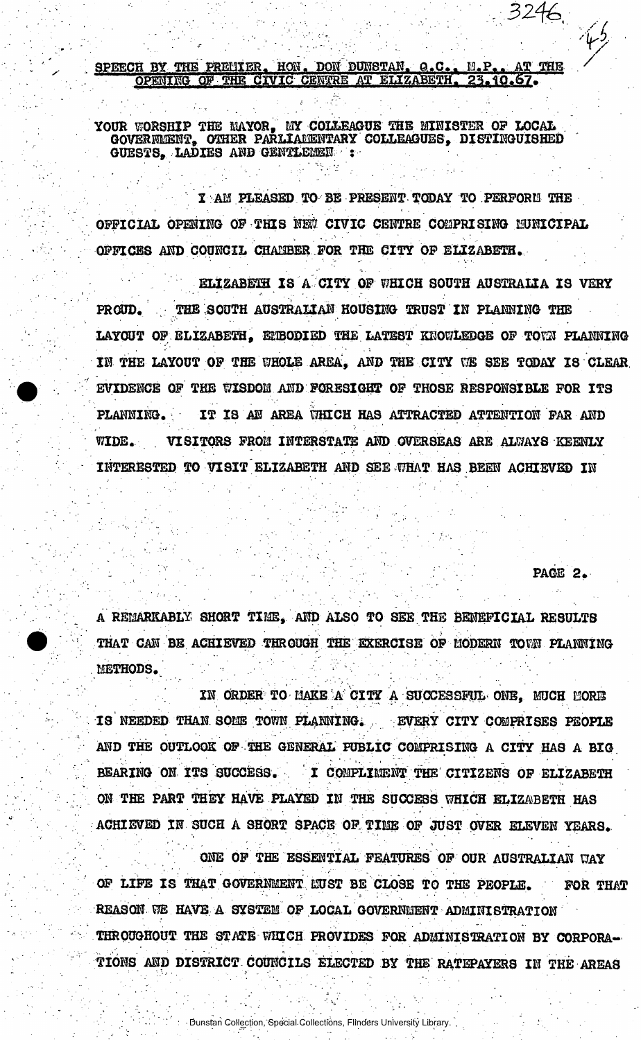## SPEECH BY THE PREMIER, HON. DON DUNSTAN, Q.C., M.P., AT THE OPENING OF THE CIVIC CENTRE AT ELIZABETH, 23.10.67.

YOUR WORSHIP THE MAYOR, MY COLLEAGUE THE MINISTER OF LOCAL GOVERNMENT, OTHER PARLIAMENTARY COLLEAGUES, DISTINGUISHED GUESTS, LADIES AND GENTLEMEN :

I AM PLEASED TO BE PRESENT TODAY TO PERFORM THE OFFICIAL OPENING OF THIS NEW CIVIC CENTRE COMPRISING MUNICIPAL OFFICES AND COUNCIL CHAMBER FOR THE CITY OF ELIZABETH.

ELIZABETH IS A CITY OF WHICH SOUTH AUSTRALIA IS VERY PROUD. THE SOUTH AUSTRALIAN HOUSING TRUST IN PLANNING THE LAYOUT OF ELIZABETH, EMBODIED THE LATEST KNOWLEDGE OF TOWN PLANNING IN THE LAYOUT OF THE WHOLE AREA, AND THE CITY WE SEE TODAY IS CLEAR EVIDENCE OF THE WISDOM AND FORESIGHT OF THOSE RESPONSIBLE FOR ITS PLANNING. IT IS AN AREA WHICH HAS ATTRACTED ATTENTION FAR AND WIDE. VISITORS FROM INTERSTATE AND OVERSEAS ARE ALWAYS KEENLY INTERESTED TO VISIT ELIZABETH AND SEE WHAT HAS BEEN ACHIEVED IN A REMARKABLY SHORT TIME, AND ALSO TO SEE THE BENEFICIAL RESULTS THAT CAN BE ACHIEVED THROUGH THE EXERCISE OF MODERN TOWN PLANNING METHODS.

IN ORDER TO MAKE A CITY A SUCCESSFUL ONE, MUCH MORE IS NEEDED THAN SOME TOWN PLANNING. EVERY CITY COMPRISES PEOPLE AND THE OUTLOOK OF THE GENERAL PUBLIC COMPRISING A CITY HAS A BIG BEARING ON ITS SUCCESS. I COMPLIMENT THE CITIZENS OF ELIZABETH ON THE PART THEY HAVE PLAYED IN THE SUCCESS WHICH ELIZABETH HAS ACHIEVED IN SUCH A SHORT SPACE OF TIME OF JUST OVER ELEVEN YEARS.

ONE OF THE ESSENTIAL FEATURES OF OUR AUSTRALIAN WAY OF LIFE IS THAT GOVERNMENT MUST BE CLOSE TO THE PEOPLE. FOR THAT REASON WE HAVE A SYSTEM OF LOCAL GOVERNMENT ADMINISTRATION THROUGHOUT THE STATE WHICH PROVIDES FOR ADMINISTRATION BY CORPORATIONS AND DISTRICT COUNCILS ELECTED BY THE RATEPAYERS IN THE AREAS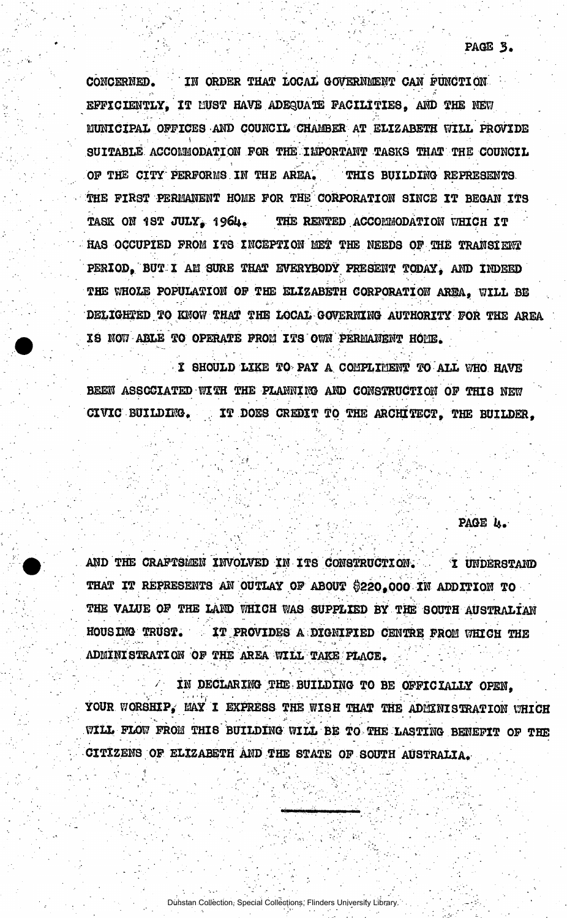CONCERNED. IN ORDER THAT LOCAL GOVERNMENT CAN FUNCTION EFFICIENTLY, IT MUST HAVE ADEQUATE FACILITIES, AND THE NEW MUNICIPAL OFFICES AND COUNCIL CHAMBER AT ELIZABETH WILL PROVIDE SUITABLE ACCOMMODATION FOR THE IMPORTANT TASKS THAT THE COUNCIL OF THE CITY PERFORMS IN THE AREA. THIS BUILDING REPRESENTS THE FIRST PERMANENT HOME FOR THE CORPORATION SINCE IT BEGAN ITS TASK ON 1ST JULY, 1964. THE RENTED ACCOMMODATION WHICH IT HAS OCCUPIED FROM ITS INCEPTION MET THE NEEDS OF THE TRANSIENT PERIOD, BUT I AM SURE THAT EVERYBODY PRESENT TODAY, AND INDEED THE WHOLE POPULATION OF THE ELIZABETH CORPORATION AREA, WILL BE DELIGHTED TO KNOW THAT THE LOCAL GOVERNING AUTHORITY FOR THE AREA IS NOW ABLE TO OPERATE FROM ITS OWN PERMANENT HOME.

I SHOULD LIKE TO PAY A COMPLIMENT TO ALL WHO HAVE BEEN ASSOCIATED WITH THE PLANNING AND CONSTRUCTION OF THIS NEW CIVIC BUILDING. IT DOES CREDIT TO THE ARCHITECT, THE BUILDER, AND THE CRAFTSMEN INVOLVED IN ITS CONSTRUCTION. I UNDERSTAND THAT IT REPRESENTS AN OUTLAY OF ABOUT $220,000 IN ADDITION TO THE VALUE OF THE LAND WHICH WAS SUPPLIED BY THE SOUTH AUSTRALIAN HOUSING TRUST. IT PROVIDES A DIGNIFIED CENTRE FROM WHICH THE ADMINISTRATION OF THE AREA WILL TAKE PLACE.

IN DECLARING THE BUILDING TO BE OFFICIALLY OPEN, YOUR WORSHIP, MAY I EXPRESS THE WISH THAT THE ADMINISTRATION WHICH WILL FLOW FROM THIS BUILDING WILL BE TO THE LASTING BENEFIT OF THE CITIZENS OF ELIZABETH AND THE STATE OF SOUTH AUSTRALIA.

---

Dunstan Collection, Special Collections, Flinders University Library.